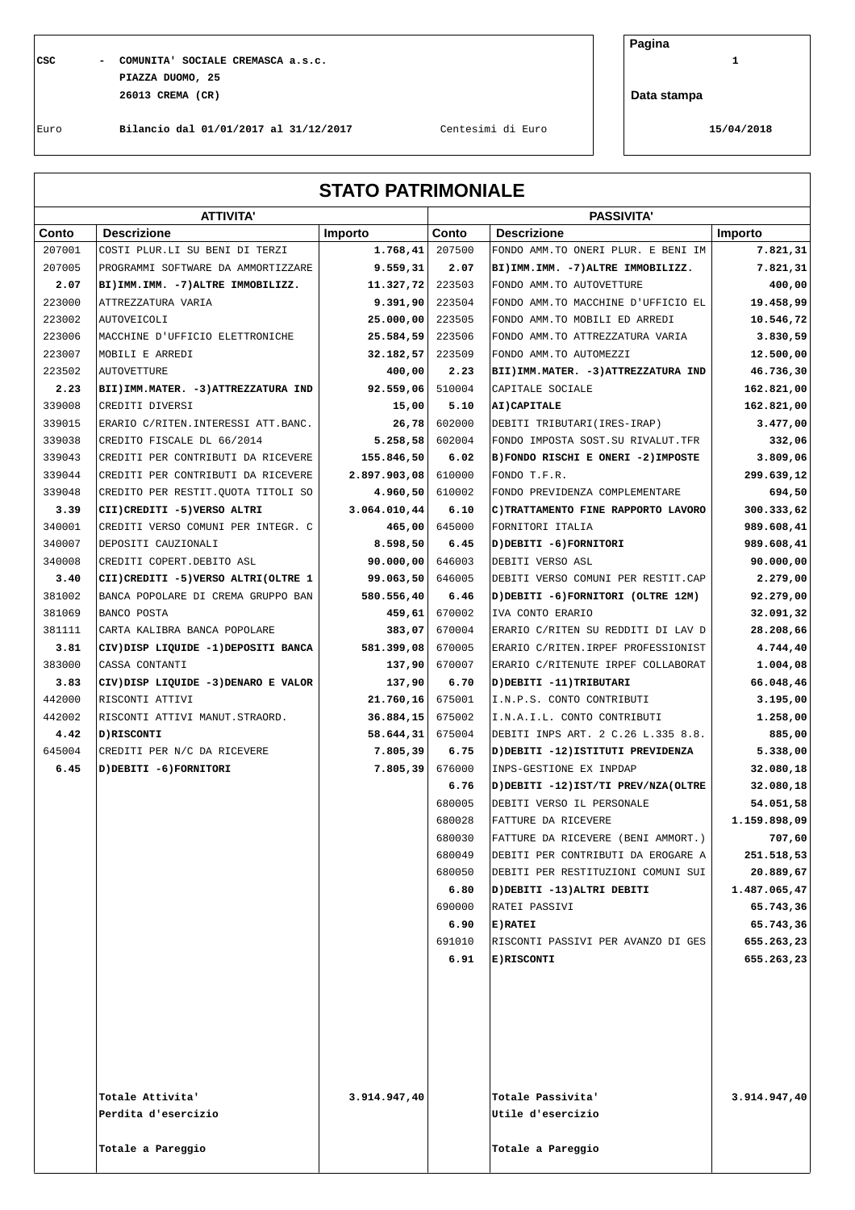CSC - COMUNITA' SOCIALE CREMASCA a.s.c.
PIAZZA DUOMO, 25
26013 CREMA (CR)

Pagina 1

Data stampa 15/04/2018

Euro | Bilancio dal 01/01/2017 al 31/12/2017 | Centesimi di Euro

# STATO PATRIMONIALE

| ATTIVITA' | | | PASSIVITA' | | |
|---|---|---|---|---|---|
| **Conto** | **Descrizione** | **Importo** | **Conto** | **Descrizione** | **Importo** |
| 207001 | COSTI PLUR.LI SU BENI DI TERZI | **1.768,41** | 207500 | FONDO AMM.TO ONERI PLUR. E BENI IM | **7.821,31** |
| 207005 | PROGRAMMI SOFTWARE DA AMMORTIZZARE | **9.559,31** | **2.07** | **BI)IMM.IMM. -7)ALTRE IMMOBILIZZ.** | **7.821,31** |
| **2.07** | **BI)IMM.IMM. -7)ALTRE IMMOBILIZZ.** | **11.327,72** | 223503 | FONDO AMM.TO AUTOVETTURE | **400,00** |
| 223000 | ATTREZZATURA VARIA | **9.391,90** | 223504 | FONDO AMM.TO MACCHINE D'UFFICIO EL | **19.458,99** |
| 223002 | AUTOVEICOLI | **25.000,00** | 223505 | FONDO AMM.TO MOBILI ED ARREDI | **10.546,72** |
| 223006 | MACCHINE D'UFFICIO ELETTRONICHE | **25.584,59** | 223506 | FONDO AMM.TO ATTREZZATURA VARIA | **3.830,59** |
| 223007 | MOBILI E ARREDI | **32.182,57** | 223509 | FONDO AMM.TO AUTOMEZZI | **12.500,00** |
| 223502 | AUTOVETTURE | **400,00** | **2.23** | **BII)IMM.MATER. -3)ATTREZZATURA IND** | **46.736,30** |
| **2.23** | **BII)IMM.MATER. -3)ATTREZZATURA IND** | **92.559,06** | 510004 | CAPITALE SOCIALE | **162.821,00** |
| 339008 | CREDITI DIVERSI | **15,00** | **5.10** | **AI)CAPITALE** | **162.821,00** |
| 339015 | ERARIO C/RITEN.INTERESSI ATT.BANC. | **26,78** | 602000 | DEBITI TRIBUTARI(IRES-IRAP) | **3.477,00** |
| 339038 | CREDITO FISCALE DL 66/2014 | **5.258,58** | 602004 | FONDO IMPOSTA SOST.SU RIVALUT.TFR | **332,06** |
| 339043 | CREDITI PER CONTRIBUTI DA RICEVERE | **155.846,50** | **6.02** | **B)FONDO RISCHI E ONERI -2)IMPOSTE** | **3.809,06** |
| 339044 | CREDITI PER CONTRIBUTI DA RICEVERE | **2.897.903,08** | 610000 | FONDO T.F.R. | **299.639,12** |
| 339048 | CREDITO PER RESTIT.QUOTA TITOLI SO | **4.960,50** | 610002 | FONDO PREVIDENZA COMPLEMENTARE | **694,50** |
| **3.39** | **CII)CREDITI -5)VERSO ALTRI** | **3.064.010,44** | **6.10** | **C)TRATTAMENTO FINE RAPPORTO LAVORO** | **300.333,62** |
| 340001 | CREDITI VERSO COMUNI PER INTEGR. C | **465,00** | 645000 | FORNITORI ITALIA | **989.608,41** |
| 340007 | DEPOSITI CAUZIONALI | **8.598,50** | **6.45** | **D)DEBITI -6)FORNITORI** | **989.608,41** |
| 340008 | CREDITI COPERT.DEBITO ASL | **90.000,00** | 646003 | DEBITI VERSO ASL | **90.000,00** |
| **3.40** | **CII)CREDITI -5)VERSO ALTRI(OLTRE 1** | **99.063,50** | 646005 | DEBITI VERSO COMUNI PER RESTIT.CAP | **2.279,00** |
| 381002 | BANCA POPOLARE DI CREMA GRUPPO BAN | **580.556,40** | **6.46** | **D)DEBITI -6)FORNITORI (OLTRE 12M)** | **92.279,00** |
| 381069 | BANCO POSTA | **459,61** | 670002 | IVA CONTO ERARIO | **32.091,32** |
| 381111 | CARTA KALIBRA BANCA POPOLARE | **383,07** | 670004 | ERARIO C/RITEN SU REDDITI DI LAV D | **28.208,66** |
| **3.81** | **CIV)DISP LIQUIDE -1)DEPOSITI BANCA** | **581.399,08** | 670005 | ERARIO C/RITEN.IRPEF PROFESSIONIST | **4.744,40** |
| 383000 | CASSA CONTANTI | **137,90** | 670007 | ERARIO C/RITENUTE IRPEF COLLABORAT | **1.004,08** |
| **3.83** | **CIV)DISP LIQUIDE -3)DENARO E VALOR** | **137,90** | **6.70** | **D)DEBITI -11)TRIBUTARI** | **66.048,46** |
| 442000 | RISCONTI ATTIVI | **21.760,16** | 675001 | I.N.P.S. CONTO CONTRIBUTI | **3.195,00** |
| 442002 | RISCONTI ATTIVI MANUT.STRAORD. | **36.884,15** | 675002 | I.N.A.I.L. CONTO CONTRIBUTI | **1.258,00** |
| **4.42** | **D)RISCONTI** | **58.644,31** | 675004 | DEBITI INPS ART. 2 C.26 L.335 8.8. | **885,00** |
| 645004 | CREDITI PER N/C DA RICEVERE | **7.805,39** | **6.75** | **D)DEBITI -12)ISTITUTI PREVIDENZA** | **5.338,00** |
| **6.45** | **D)DEBITI -6)FORNITORI** | **7.805,39** | 676000 | INPS-GESTIONE EX INPDAP | **32.080,18** |
| | | | **6.76** | **D)DEBITI -12)IST/TI PREV/NZA(OLTRE** | **32.080,18** |
| | | | 680005 | DEBITI VERSO IL PERSONALE | **54.051,58** |
| | | | 680028 | FATTURE DA RICEVERE | **1.159.898,09** |
| | | | 680030 | FATTURE DA RICEVERE (BENI AMMORT.) | **707,60** |
| | | | 680049 | DEBITI PER CONTRIBUTI DA EROGARE A | **251.518,53** |
| | | | 680050 | DEBITI PER RESTITUZIONI COMUNI SUI | **20.889,67** |
| | | | **6.80** | **D)DEBITI -13)ALTRI DEBITI** | **1.487.065,47** |
| | | | 690000 | RATEI PASSIVI | **65.743,36** |
| | | | **6.90** | **E)RATEI** | **65.743,36** |
| | | | 691010 | RISCONTI PASSIVI PER AVANZO DI GES | **655.263,23** |
| | | | **6.91** | **E)RISCONTI** | **655.263,23** |
| | **Totale Attivita'** | **3.914.947,40** | | **Totale Passivita'** | **3.914.947,40** |
| | **Perdita d'esercizio** | | | **Utile d'esercizio** | |
| | **Totale a Pareggio** | | | **Totale a Pareggio** | |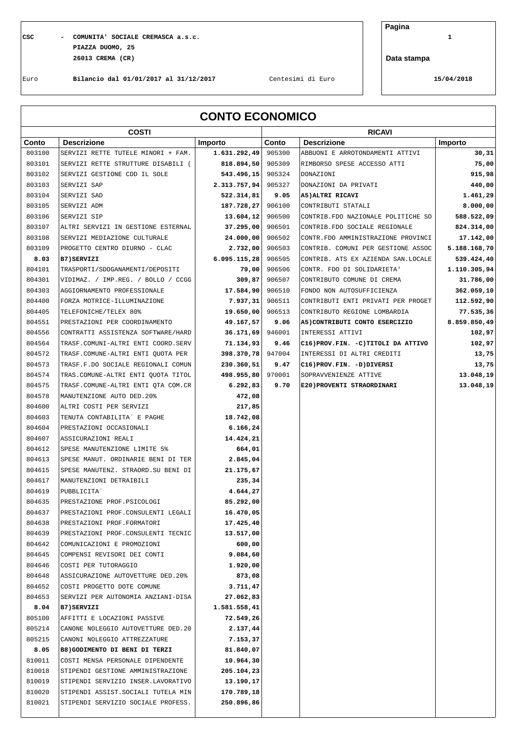CSC - COMUNITA' SOCIALE CREMASCA a.s.c.
PIAZZA DUOMO, 25
26013 CREMA (CR)

Euro   **Bilancio dal 01/01/2017 al 31/12/2017**   Centesimi di Euro

Data stampa 15/04/2018

# CONTO ECONOMICO

| COSTI | | | RICAVI | | |
|---|---|---|---|---|---|
| **Conto** | **Descrizione** | **Importo** | **Conto** | **Descrizione** | **Importo** |
| 803100 | SERVIZI RETTE TUTELE MINORI + FAM. | **1.631.292,49** | 905300 | ABBUONI E ARROTONDAMENTI ATTIVI | **30,31** |
| 803101 | SERVIZI RETTE STRUTTURE DISABILI ( | **818.894,50** | 905309 | RIMBORSO SPESE ACCESSO ATTI | **75,00** |
| 803102 | SERVIZI GESTIONE CDD IL SOLE | **543.496,15** | 905324 | DONAZIONI | **915,98** |
| 803103 | SERVIZI SAP | **2.313.757,94** | 905327 | DONAZIONI DA PRIVATI | **440,00** |
| 803104 | SERVIZI SAD | **522.314,81** | **9.05** | **A5)ALTRI RICAVI** | **1.461,29** |
| 803105 | SERVIZI ADM | **187.728,27** | 906100 | CONTRIBUTI STATALI | **8.000,00** |
| 803106 | SERVIZI SIP | **13.604,12** | 906500 | CONTRIB.FDO NAZIONALE POLITICHE SO | **588.522,09** |
| 803107 | ALTRI SERVIZI IN GESTIONE ESTERNAL | **37.295,00** | 906501 | CONTRIB.FDO SOCIALE REGIONALE | **824.314,00** |
| 803108 | SERVIZI MEDIAZIONE CULTURALE | **24.000,00** | 906502 | CONTR.FDO AMMINISTRAZIONE PROVINCI | **17.142,00** |
| 803109 | PROGETTO CENTRO DIURNO - CLAC | **2.732,00** | 906503 | CONTRIB. COMUNI PER GESTIONE ASSOC | **5.188.168,70** |
| **8.03** | **B7)SERVIZI** | **6.095.115,28** | 906505 | CONTRIB. ATS EX AZIENDA SAN.LOCALE | **539.424,40** |
| 804101 | TRASPORTI/SDOGANAMENTI/DEPOSITI | **79,00** | 906506 | CONTR. FDO DI SOLIDARIETA' | **1.110.305,94** |
| 804301 | VIDIMAZ. / IMP.REG. / BOLLO / CCGG | **309,87** | 906507 | CONTRIBUTO COMUNE DI CREMA | **31.786,00** |
| 804303 | AGGIORNAMENTO PROFESSIONALE | **17.584,90** | 906510 | FONDO NON AUTOSUFFICIENZA | **362.059,10** |
| 804400 | FORZA MOTRICE-ILLUMINAZIONE | **7.937,31** | 906511 | CONTRIBUTI ENTI PRIVATI PER PROGET | **112.592,90** |
| 804405 | TELEFONICHE/TELEX 80% | **19.650,00** | 906513 | CONTRIBUTO REGIONE LOMBARDIA | **77.535,36** |
| 804551 | PRESTAZIONI PER COORDINAMENTO | **49.167,57** | **9.06** | **A5)CONTRIBUTI CONTO ESERCIZIO** | **8.859.850,49** |
| 804556 | CONTRATTI ASSISTENZA SOFTWARE/HARD | **36.171,69** | 946001 | INTERESSI ATTIVI | **102,97** |
| 804564 | TRASF.COMUNI-ALTRI ENTI COORD.SERV | **71.134,93** | **9.46** | **C16)PROV.FIN. -C)TITOLI DA ATTIVO** | **102,97** |
| 804572 | TRASF.COMUNE-ALTRI ENTI QUOTA PER | **398.370,78** | 947004 | INTERESSI DI ALTRI CREDITI | **13,75** |
| 804573 | TRASF.F.DO SOCIALE REGIONALI COMUN | **230.360,51** | **9.47** | **C16)PROV.FIN. -D)DIVERSI** | **13,75** |
| 804574 | TRAS.COMUNE-ALTRI ENTI QUOTA TITOL | **498.955,80** | 970001 | SOPRAVVENIENZE ATTIVE | **13.048,19** |
| 804575 | TRASF.COMUNE-ALTRI ENTI QTA COM.CR | **6.292,83** | **9.70** | **E20)PROVENTI STRAORDINARI** | **13.048,19** |
| 804578 | MANUTENZIONE AUTO DED.20% | **472,08** | | | |
| 804600 | ALTRI COSTI PER SERVIZI | **217,85** | | | |
| 804603 | TENUTA CONTABILITA` E PAGHE | **18.742,08** | | | |
| 804604 | PRESTAZIONI OCCASIONALI | **6.166,24** | | | |
| 804607 | ASSICURAZIONI REALI | **14.424,21** | | | |
| 804612 | SPESE MANUTENZIONE LIMITE 5% | **664,01** | | | |
| 804613 | SPESE MANUT. ORDINARIE BENI DI TER | **2.845,04** | | | |
| 804615 | SPESE MANUTENZ. STRAORD.SU BENI DI | **21.175,67** | | | |
| 804617 | MANUTENZIONI DETRAIBILI | **235,34** | | | |
| 804619 | PUBBLICITA` | **4.644,27** | | | |
| 804635 | PRESTAZIONE PROF.PSICOLOGI | **85.292,00** | | | |
| 804637 | PRESTAZIONI PROF.CONSULENTI LEGALI | **16.470,05** | | | |
| 804638 | PRESTAZIONI PROF.FORMATORI | **17.425,40** | | | |
| 804639 | PRESTAZIONI PROF.CONSULENTI TECNIC | **13.517,00** | | | |
| 804642 | COMUNICAZIONI E PROMOZIONI | **600,00** | | | |
| 804645 | COMPENSI REVISORI DEI CONTI | **9.084,60** | | | |
| 804646 | COSTI PER TUTORAGGIO | **1.920,00** | | | |
| 804648 | ASSICURAZIONE AUTOVETTURE DED.20% | **873,08** | | | |
| 804652 | COSTI PROGETTO DOTE COMUNE | **3.711,47** | | | |
| 804653 | SERVIZI PER AUTONOMIA ANZIANI-DISA | **27.062,83** | | | |
| **8.04** | **B7)SERVIZI** | **1.581.558,41** | | | |
| 805100 | AFFITTI E LOCAZIONI PASSIVE | **72.549,26** | | | |
| 805214 | CANONE NOLEGGIO AUTOVETTURE DED.20 | **2.137,44** | | | |
| 805215 | CANONI NOLEGGIO ATTREZZATURE | **7.153,37** | | | |
| **8.05** | **B8)GODIMENTO DI BENI DI TERZI** | **81.840,07** | | | |
| 810011 | COSTI MENSA PERSONALE DIPENDENTE | **10.964,30** | | | |
| 810018 | STIPENDI GESTIONE AMMINISTRAZIONE | **205.104,23** | | | |
| 810019 | STIPENDI SERVIZIO INSER.LAVORATIVO | **13.190,17** | | | |
| 810020 | STIPENDI ASSIST.SOCIALI TUTELA MIN | **170.789,18** | | | |
| 810021 | STIPENDI SERVIZIO SOCIALE PROFESS. | **250.896,86** | | | |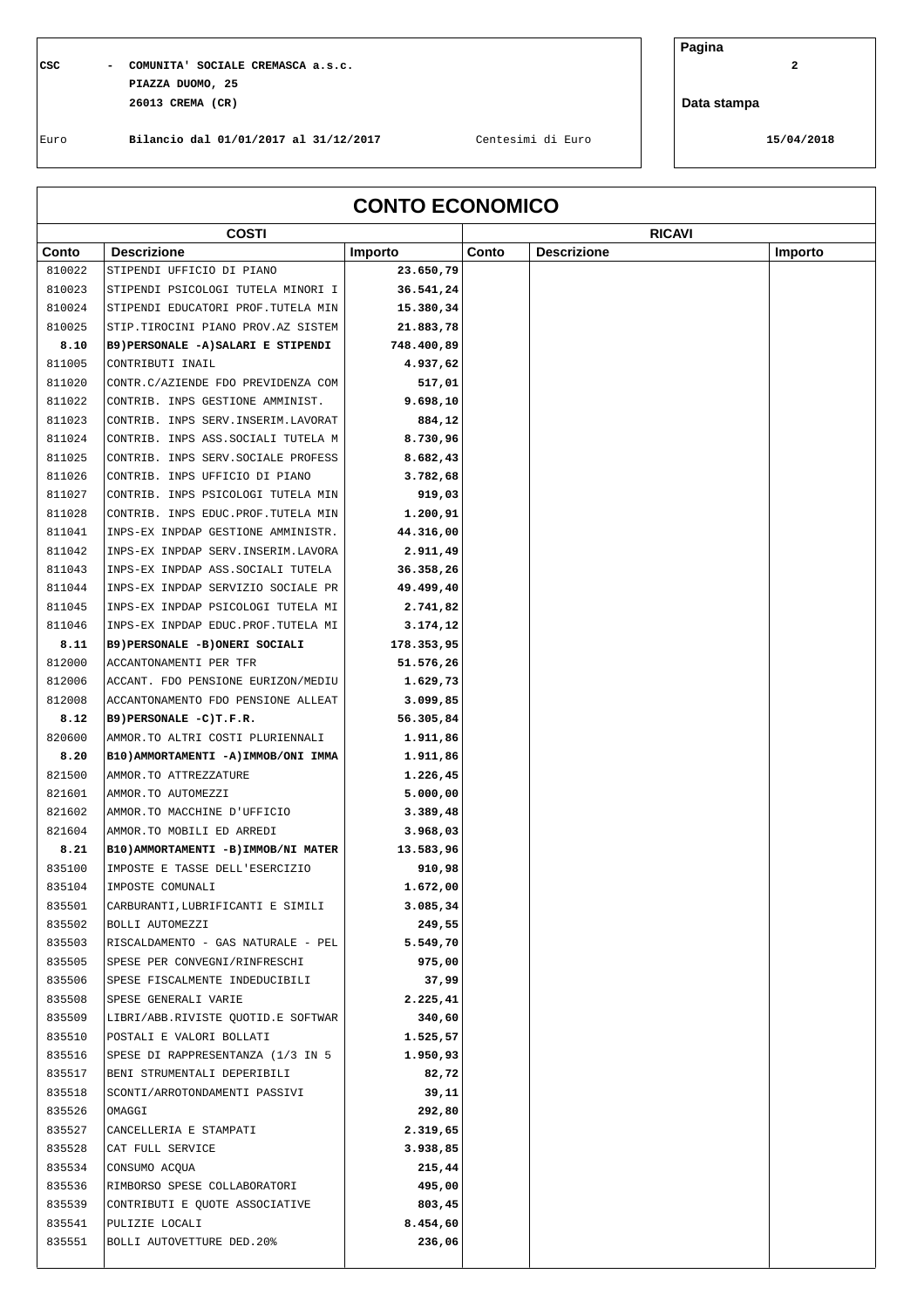CSC - COMUNITA' SOCIALE CREMASCA a.s.c.
PIAZZA DUOMO, 25
26013 CREMA (CR)

Euro **Bilancio dal 01/01/2017 al 31/12/2017** Centesimi di Euro

Data stampa 15/04/2018

# CONTO ECONOMICO

| COSTI | | | RICAVI | | |
|---|---|---|---|---|---|
| **Conto** | **Descrizione** | **Importo** | **Conto** | **Descrizione** | **Importo** |
| 810022 | STIPENDI UFFICIO DI PIANO | **23.650,79** | | | |
| 810023 | STIPENDI PSICOLOGI TUTELA MINORI I | **36.541,24** | | | |
| 810024 | STIPENDI EDUCATORI PROF.TUTELA MIN | **15.380,34** | | | |
| 810025 | STIP.TIROCINI PIANO PROV.AZ SISTEM | **21.883,78** | | | |
| **8.10** | **B9)PERSONALE -A)SALARI E STIPENDI** | **748.400,89** | | | |
| 811005 | CONTRIBUTI INAIL | **4.937,62** | | | |
| 811020 | CONTR.C/AZIENDE FDO PREVIDENZA COM | **517,01** | | | |
| 811022 | CONTRIB. INPS GESTIONE AMMINIST. | **9.698,10** | | | |
| 811023 | CONTRIB. INPS SERV.INSERIM.LAVORAT | **884,12** | | | |
| 811024 | CONTRIB. INPS ASS.SOCIALI TUTELA M | **8.730,96** | | | |
| 811025 | CONTRIB. INPS SERV.SOCIALE PROFESS | **8.682,43** | | | |
| 811026 | CONTRIB. INPS UFFICIO DI PIANO | **3.782,68** | | | |
| 811027 | CONTRIB. INPS PSICOLOGI TUTELA MIN | **919,03** | | | |
| 811028 | CONTRIB. INPS EDUC.PROF.TUTELA MIN | **1.200,91** | | | |
| 811041 | INPS-EX INPDAP GESTIONE AMMINISTR. | **44.316,00** | | | |
| 811042 | INPS-EX INPDAP SERV.INSERIM.LAVORA | **2.911,49** | | | |
| 811043 | INPS-EX INPDAP ASS.SOCIALI TUTELA | **36.358,26** | | | |
| 811044 | INPS-EX INPDAP SERVIZIO SOCIALE PR | **49.499,40** | | | |
| 811045 | INPS-EX INPDAP PSICOLOGI TUTELA MI | **2.741,82** | | | |
| 811046 | INPS-EX INPDAP EDUC.PROF.TUTELA MI | **3.174,12** | | | |
| **8.11** | **B9)PERSONALE -B)ONERI SOCIALI** | **178.353,95** | | | |
| 812000 | ACCANTONAMENTI PER TFR | **51.576,26** | | | |
| 812006 | ACCANT. FDO PENSIONE EURIZON/MEDIU | **1.629,73** | | | |
| 812008 | ACCANTONAMENTO FDO PENSIONE ALLEAT | **3.099,85** | | | |
| **8.12** | **B9)PERSONALE -C)T.F.R.** | **56.305,84** | | | |
| 820600 | AMMOR.TO ALTRI COSTI PLURIENNALI | **1.911,86** | | | |
| **8.20** | **B10)AMMORTAMENTI -A)IMMOB/ONI IMMA** | **1.911,86** | | | |
| 821500 | AMMOR.TO ATTREZZATURE | **1.226,45** | | | |
| 821601 | AMMOR.TO AUTOMEZZI | **5.000,00** | | | |
| 821602 | AMMOR.TO MACCHINE D'UFFICIO | **3.389,48** | | | |
| 821604 | AMMOR.TO MOBILI ED ARREDI | **3.968,03** | | | |
| **8.21** | **B10)AMMORTAMENTI -B)IMMOB/NI MATER** | **13.583,96** | | | |
| 835100 | IMPOSTE E TASSE DELL'ESERCIZIO | **910,98** | | | |
| 835104 | IMPOSTE COMUNALI | **1.672,00** | | | |
| 835501 | CARBURANTI,LUBRIFICANTI E SIMILI | **3.085,34** | | | |
| 835502 | BOLLI AUTOMEZZI | **249,55** | | | |
| 835503 | RISCALDAMENTO - GAS NATURALE - PEL | **5.549,70** | | | |
| 835505 | SPESE PER CONVEGNI/RINFRESCHI | **975,00** | | | |
| 835506 | SPESE FISCALMENTE INDEDUCIBILI | **37,99** | | | |
| 835508 | SPESE GENERALI VARIE | **2.225,41** | | | |
| 835509 | LIBRI/ABB.RIVISTE QUOTID.E SOFTWAR | **340,60** | | | |
| 835510 | POSTALI E VALORI BOLLATI | **1.525,57** | | | |
| 835516 | SPESE DI RAPPRESENTANZA (1/3 IN 5 | **1.950,93** | | | |
| 835517 | BENI STRUMENTALI DEPERIBILI | **82,72** | | | |
| 835518 | SCONTI/ARROTONDAMENTI PASSIVI | **39,11** | | | |
| 835526 | OMAGGI | **292,80** | | | |
| 835527 | CANCELLERIA E STAMPATI | **2.319,65** | | | |
| 835528 | CAT FULL SERVICE | **3.938,85** | | | |
| 835534 | CONSUMO ACQUA | **215,44** | | | |
| 835536 | RIMBORSO SPESE COLLABORATORI | **495,00** | | | |
| 835539 | CONTRIBUTI E QUOTE ASSOCIATIVE | **803,45** | | | |
| 835541 | PULIZIE LOCALI | **8.454,60** | | | |
| 835551 | BOLLI AUTOVETTURE DED.20% | **236,06** | | | |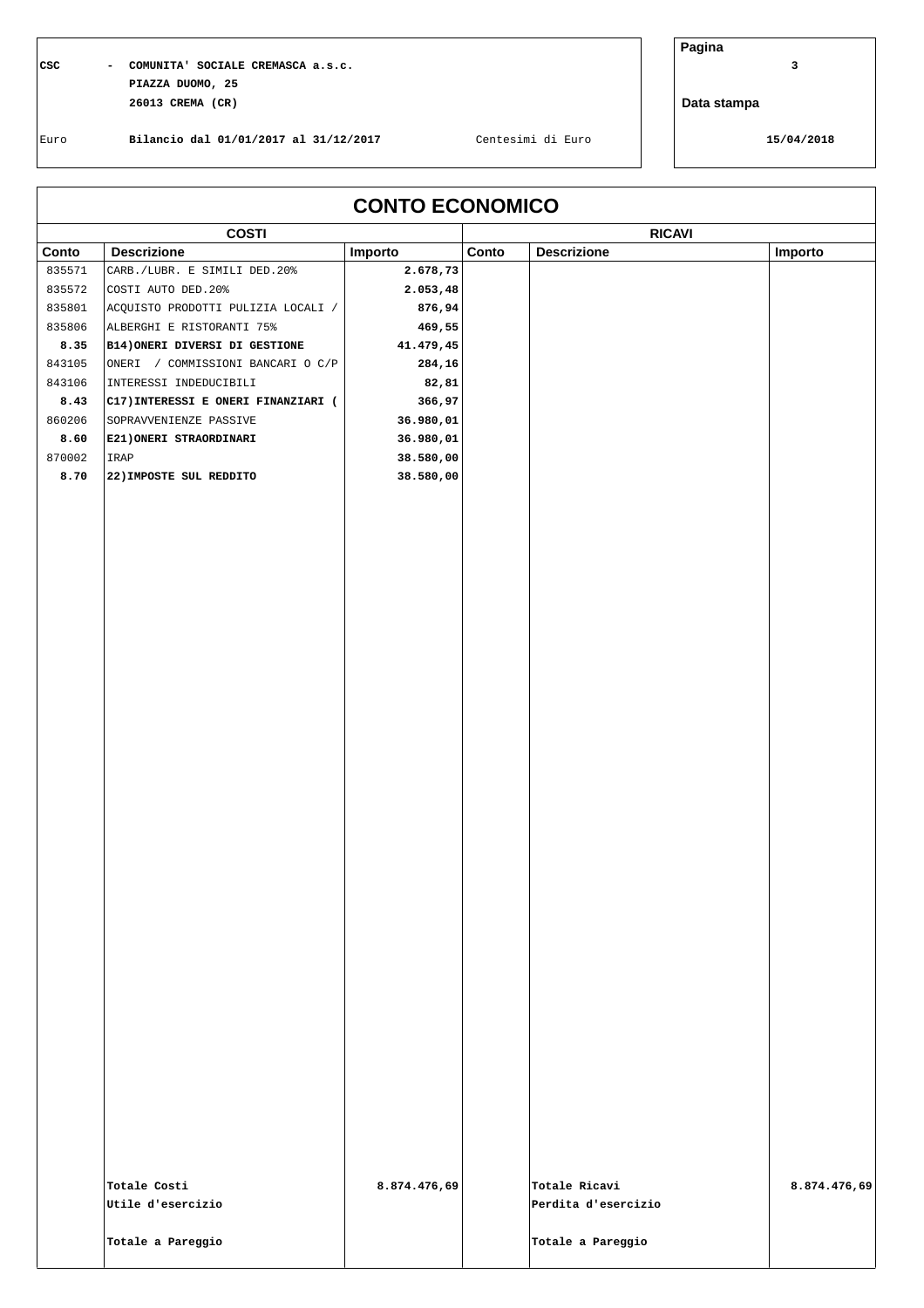**CSC - COMUNITA' SOCIALE CREMASCA a.s.c.**
**PIAZZA DUOMO, 25**
**26013 CREMA (CR)**

Euro **Bilancio dal 01/01/2017 al 31/12/2017** Centesimi di Euro

**Data stampa** **15/04/2018**

## CONTO ECONOMICO

| COSTI | | | RICAVI | | |
|---|---|---|---|---|---|
| **Conto** | **Descrizione** | **Importo** | **Conto** | **Descrizione** | **Importo** |
| 835571 | CARB./LUBR. E SIMILI DED.20% | **2.678,73** | | | |
| 835572 | COSTI AUTO DED.20% | **2.053,48** | | | |
| 835801 | ACQUISTO PRODOTTI PULIZIA LOCALI / | **876,94** | | | |
| 835806 | ALBERGHI E RISTORANTI 75% | **469,55** | | | |
| **8.35** | **B14)ONERI DIVERSI DI GESTIONE** | **41.479,45** | | | |
| 843105 | ONERI / COMMISSIONI BANCARI O C/P | **284,16** | | | |
| 843106 | INTERESSI INDEDUCIBILI | **82,81** | | | |
| **8.43** | **C17)INTERESSI E ONERI FINANZIARI (** | **366,97** | | | |
| 860206 | SOPRAVVENIENZE PASSIVE | **36.980,01** | | | |
| **8.60** | **E21)ONERI STRAORDINARI** | **36.980,01** | | | |
| 870002 | IRAP | **38.580,00** | | | |
| **8.70** | **22)IMPOSTE SUL REDDITO** | **38.580,00** | | | |
| | **Totale Costi** | **8.874.476,69** | | **Totale Ricavi** | **8.874.476,69** |
| | **Utile d'esercizio** | | | **Perdita d'esercizio** | |
| | **Totale a Pareggio** | | | **Totale a Pareggio** | |